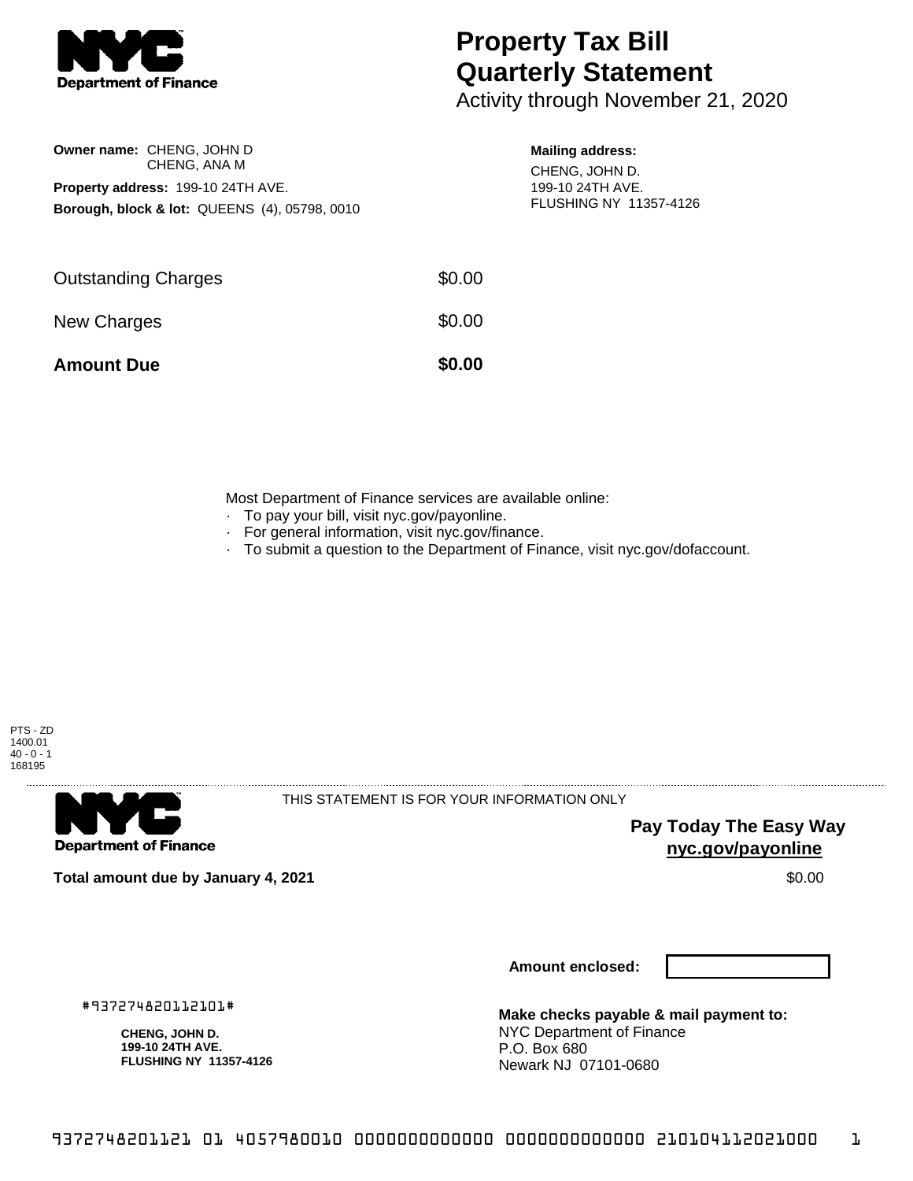Department of Finance

# Property Tax Bill Quarterly Statement

Activity through November 21, 2020

**Owner name:** CHENG, JOHN D
CHENG, ANA M

**Property address:** 199-10 24TH AVE.

**Borough, block & lot:** QUEENS (4), 05798, 0010

**Mailing address:**
CHENG, JOHN D.
199-10 24TH AVE.
FLUSHING NY 11357-4126

| | |
|---|---|
| Outstanding Charges | $0.00 |
| New Charges | $0.00 |
| **Amount Due** | **$0.00** |

Most Department of Finance services are available online:

- To pay your bill, visit nyc.gov/payonline.
- For general information, visit nyc.gov/finance.
- To submit a question to the Department of Finance, visit nyc.gov/dofaccount.

PTS - ZD
1400.01
40 - 0 - 1
168195

Department of Finance

THIS STATEMENT IS FOR YOUR INFORMATION ONLY

**Pay Today The Easy Way**
**nyc.gov/payonline**

**Total amount due by January 4, 2021** $0.00

**Amount enclosed:**

#937274820112101#

**CHENG, JOHN D.**
**199-10 24TH AVE.**
**FLUSHING NY 11357-4126**

**Make checks payable & mail payment to:**
NYC Department of Finance
P.O. Box 680
Newark NJ 07101-0680

9372748201121 01 4057980010 0000000000000 0000000000000 210104112021000 1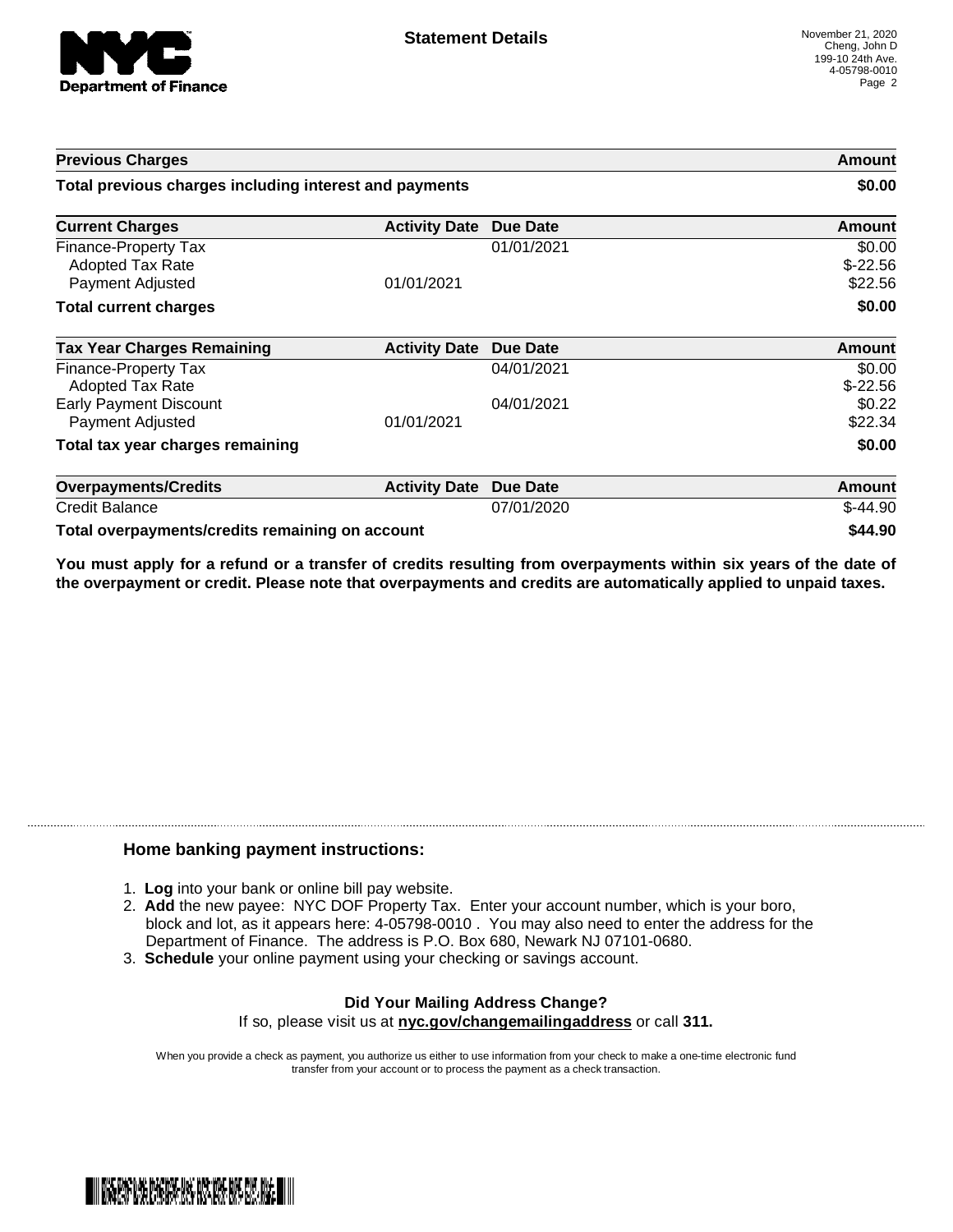# Statement Details

November 21, 2020
Cheng, John D
199-10 24th Ave.
4-05798-0010

| Previous Charges | | | Amount |
| --- | --- | --- | --- |
| **Total previous charges including interest and payments** | | | **$0.00** |

| Current Charges | Activity Date | Due Date | Amount |
| --- | --- | --- | --- |
| Finance-Property Tax | | 01/01/2021 | $0.00 |
| Adopted Tax Rate | | | $-22.56 |
| Payment Adjusted | 01/01/2021 | | $22.56 |
| **Total current charges** | | | **$0.00** |

| Tax Year Charges Remaining | Activity Date | Due Date | Amount |
| --- | --- | --- | --- |
| Finance-Property Tax | | 04/01/2021 | $0.00 |
| Adopted Tax Rate | | | $-22.56 |
| Early Payment Discount | | 04/01/2021 | $0.22 |
| Payment Adjusted | 01/01/2021 | | $22.34 |
| **Total tax year charges remaining** | | | **$0.00** |

| Overpayments/Credits | Activity Date | Due Date | Amount |
| --- | --- | --- | --- |
| Credit Balance | | 07/01/2020 | $-44.90 |
| **Total overpayments/credits remaining on account** | | | **$44.90** |

**You must apply for a refund or a transfer of credits resulting from overpayments within six years of the date of the overpayment or credit. Please note that overpayments and credits are automatically applied to unpaid taxes.**

### Home banking payment instructions:

1. **Log** into your bank or online bill pay website.
2. **Add** the new payee: NYC DOF Property Tax. Enter your account number, which is your boro, block and lot, as it appears here: 4-05798-0010 . You may also need to enter the address for the Department of Finance. The address is P.O. Box 680, Newark NJ 07101-0680.
3. **Schedule** your online payment using your checking or savings account.

**Did Your Mailing Address Change?**
If so, please visit us at **nyc.gov/changemailingaddress** or call **311.**

When you provide a check as payment, you authorize us either to use information from your check to make a one-time electronic fund transfer from your account or to process the payment as a check transaction.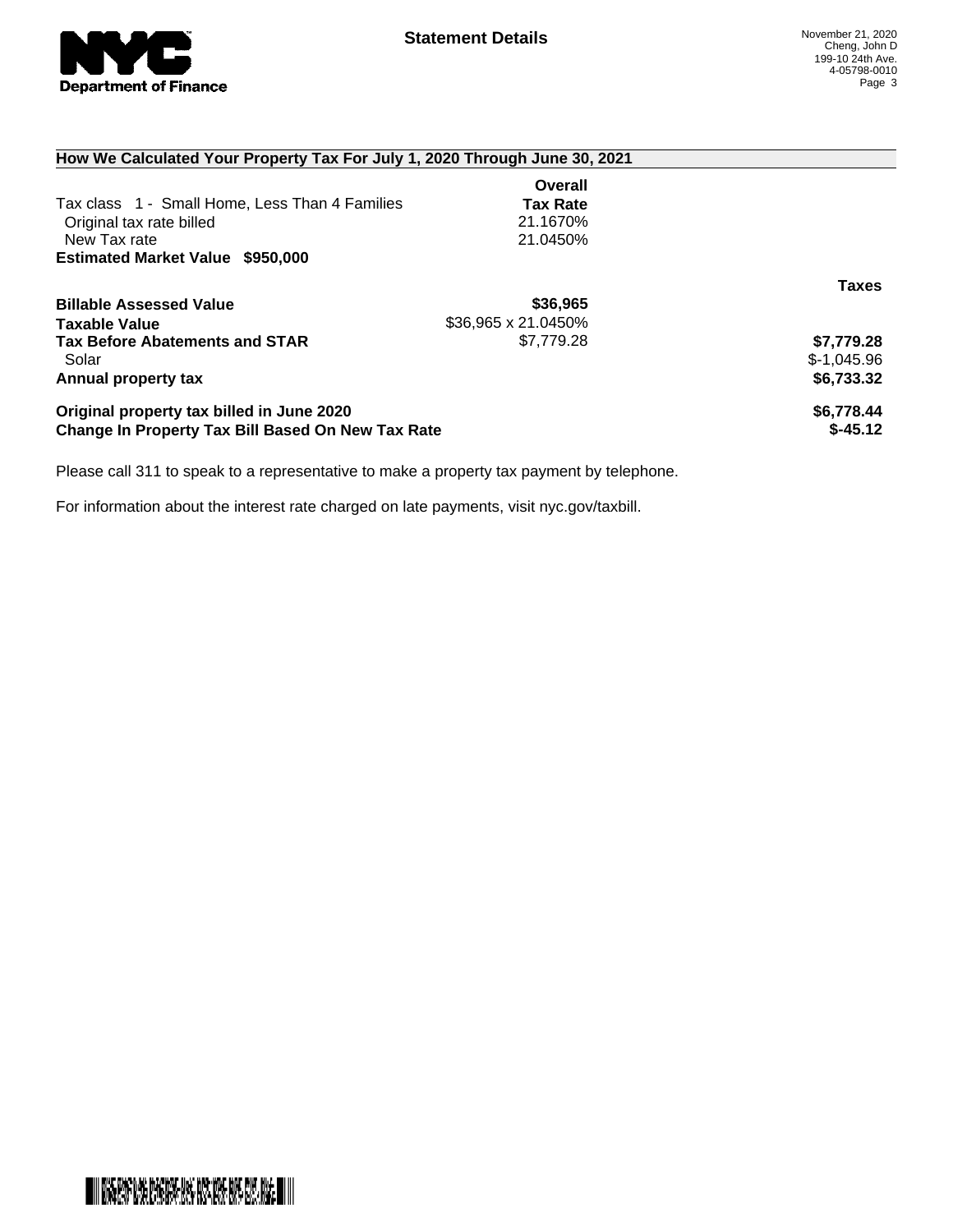**Statement Details**

November 21, 2020
Cheng, John D
199-10 24th Ave.
4-05798-0010

## How We Calculated Your Property Tax For July 1, 2020 Through June 30, 2021

| | Overall Tax Rate | |
|---|---|---|
| Tax class 1 - Small Home, Less Than 4 Families | | |
| Original tax rate billed | 21.1670% | |
| New Tax rate | 21.0450% | |
| **Estimated Market Value $950,000** | | |
| | | **Taxes** |
| **Billable Assessed Value** | **$36,965** | |
| **Taxable Value** | $36,965 x 21.0450% | |
| **Tax Before Abatements and STAR** | $7,779.28 | **$7,779.28** |
| Solar | | $-1,045.96 |
| **Annual property tax** | | **$6,733.32** |
| **Original property tax billed in June 2020** | | **$6,778.44** |
| **Change In Property Tax Bill Based On New Tax Rate** | | **$-45.12** |

Please call 311 to speak to a representative to make a property tax payment by telephone.

For information about the interest rate charged on late payments, visit nyc.gov/taxbill.